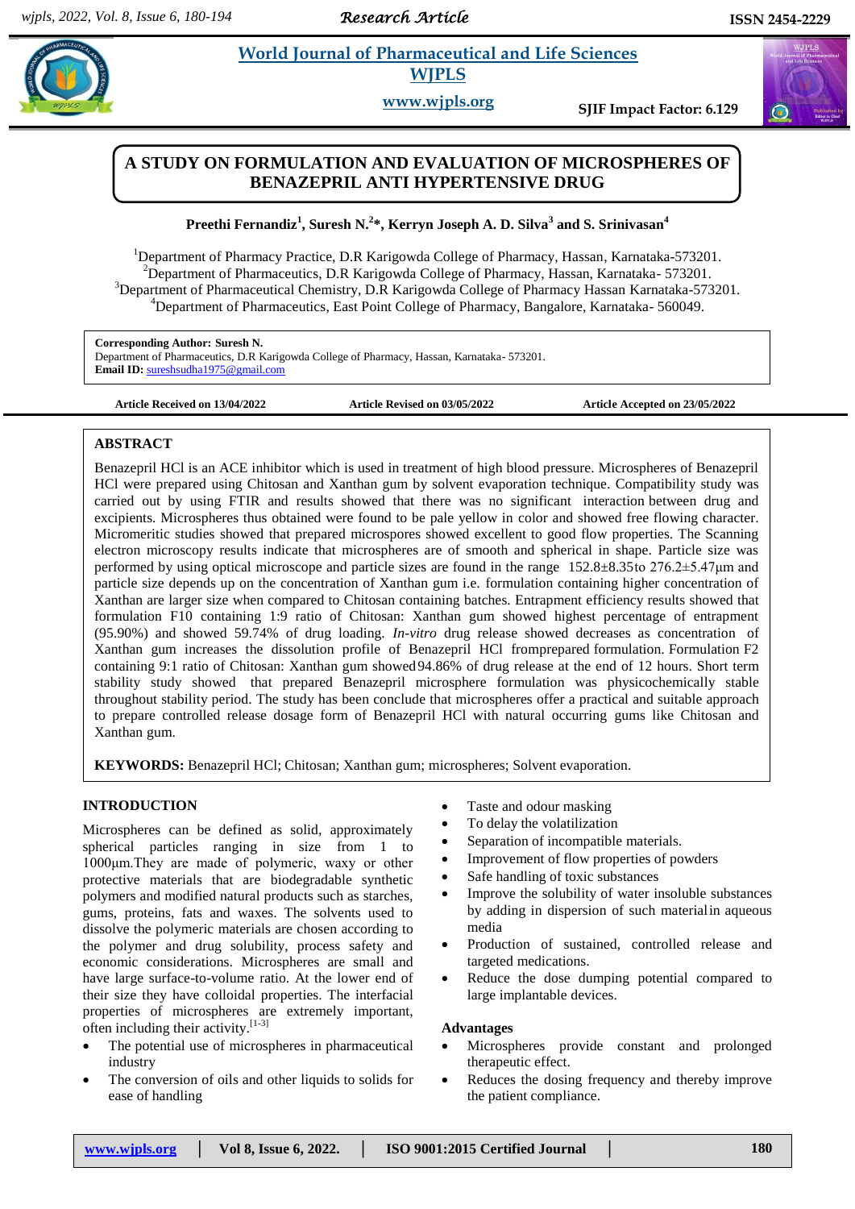# A STUDY ON FORMULATION AND EVALUATION OF MICROSPHERES OF BENAZEPRIL ANTI HYPERTENSIVE DRUG

**Preethi Fernandiz[1], Suresh N.[2]*, Kerryn Joseph A. D. Silva[3] and S. Srinivasan[4]**

[1]Department of Pharmacy Practice, D.R Karigowda College of Pharmacy, Hassan, Karnataka-573201.
[2]Department of Pharmaceutics, D.R Karigowda College of Pharmacy, Hassan, Karnataka- 573201.
[3]Department of Pharmaceutical Chemistry, D.R Karigowda College of Pharmacy Hassan Karnataka-573201.
[4]Department of Pharmaceutics, East Point College of Pharmacy, Bangalore, Karnataka- 560049.

**Corresponding Author: Suresh N.**
Department of Pharmaceutics, D.R Karigowda College of Pharmacy, Hassan, Karnataka- 573201.
**Email ID:** sureshsudha1975@gmail.com

**Article Received on 13/04/2022** | **Article Revised on 03/05/2022** | **Article Accepted on 23/05/2022**

## ABSTRACT

Benazepril HCl is an ACE inhibitor which is used in treatment of high blood pressure. Microspheres of Benazepril HCl were prepared using Chitosan and Xanthan gum by solvent evaporation technique. Compatibility study was carried out by using FTIR and results showed that there was no significant interaction between drug and excipients. Microspheres thus obtained were found to be pale yellow in color and showed free flowing character. Micromeritic studies showed that prepared microspores showed excellent to good flow properties. The Scanning electron microscopy results indicate that microspheres are of smooth and spherical in shape. Particle size was performed by using optical microscope and particle sizes are found in the range 152.8±8.35to 276.2±5.47µm and particle size depends up on the concentration of Xanthan gum i.e. formulation containing higher concentration of Xanthan are larger size when compared to Chitosan containing batches. Entrapment efficiency results showed that formulation F10 containing 1:9 ratio of Chitosan: Xanthan gum showed highest percentage of entrapment (95.90%) and showed 59.74% of drug loading. *In-vitro* drug release showed decreases as concentration of Xanthan gum increases the dissolution profile of Benazepril HCl fromprepared formulation. Formulation F2 containing 9:1 ratio of Chitosan: Xanthan gum showed94.86% of drug release at the end of 12 hours. Short term stability study showed that prepared Benazepril microsphere formulation was physicochemically stable throughout stability period. The study has been conclude that microspheres offer a practical and suitable approach to prepare controlled release dosage form of Benazepril HCl with natural occurring gums like Chitosan and Xanthan gum.

**KEYWORDS:** Benazepril HCl; Chitosan; Xanthan gum; microspheres; Solvent evaporation.

## INTRODUCTION

Microspheres can be defined as solid, approximately spherical particles ranging in size from 1 to 1000µm.They are made of polymeric, waxy or other protective materials that are biodegradable synthetic polymers and modified natural products such as starches, gums, proteins, fats and waxes. The solvents used to dissolve the polymeric materials are chosen according to the polymer and drug solubility, process safety and economic considerations. Microspheres are small and have large surface-to-volume ratio. At the lower end of their size they have colloidal properties. The interfacial properties of microspheres are extremely important, often including their activity.[1-3]

- The potential use of microspheres in pharmaceutical industry
- The conversion of oils and other liquids to solids for ease of handling
- Taste and odour masking
- To delay the volatilization
- Separation of incompatible materials.
- Improvement of flow properties of powders
- Safe handling of toxic substances
- Improve the solubility of water insoluble substances by adding in dispersion of such materialin aqueous media
- Production of sustained, controlled release and targeted medications.
- Reduce the dose dumping potential compared to large implantable devices.

### Advantages

- Microspheres provide constant and prolonged therapeutic effect.
- Reduces the dosing frequency and thereby improve the patient compliance.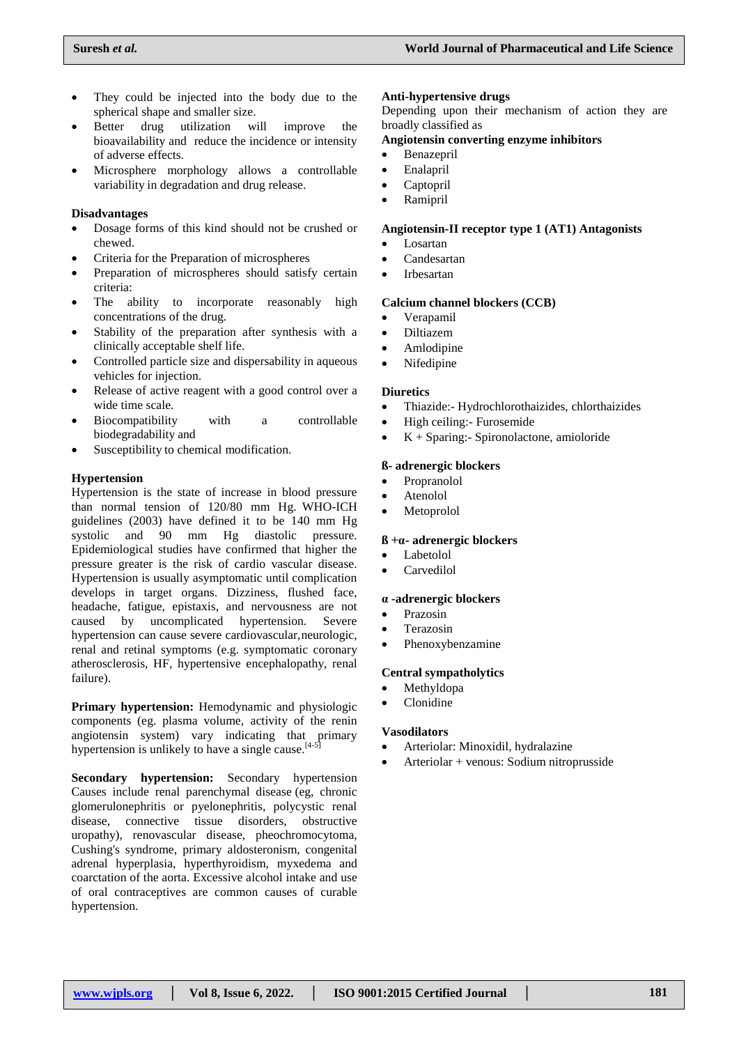- They could be injected into the body due to the spherical shape and smaller size.
- Better drug utilization will improve the bioavailability and reduce the incidence or intensity of adverse effects.
- Microsphere morphology allows a controllable variability in degradation and drug release.

**Disadvantages**

- Dosage forms of this kind should not be crushed or chewed.
- Criteria for the Preparation of microspheres
- Preparation of microspheres should satisfy certain criteria:
- The ability to incorporate reasonably high concentrations of the drug.
- Stability of the preparation after synthesis with a clinically acceptable shelf life.
- Controlled particle size and dispersability in aqueous vehicles for injection.
- Release of active reagent with a good control over a wide time scale.
- Biocompatibility with a controllable biodegradability and
- Susceptibility to chemical modification.

**Hypertension**

Hypertension is the state of increase in blood pressure than normal tension of 120/80 mm Hg. WHO-ICH guidelines (2003) have defined it to be 140 mm Hg systolic and 90 mm Hg diastolic pressure. Epidemiological studies have confirmed that higher the pressure greater is the risk of cardio vascular disease. Hypertension is usually asymptomatic until complication develops in target organs. Dizziness, flushed face, headache, fatigue, epistaxis, and nervousness are not caused by uncomplicated hypertension. Severe hypertension can cause severe cardiovascular,neurologic, renal and retinal symptoms (e.g. symptomatic coronary atherosclerosis, HF, hypertensive encephalopathy, renal failure).

**Primary hypertension:** Hemodynamic and physiologic components (eg. plasma volume, activity of the renin angiotensin system) vary indicating that primary hypertension is unlikely to have a single cause.[4-5]

**Secondary hypertension:** Secondary hypertension Causes include renal parenchymal disease (eg, chronic glomerulonephritis or pyelonephritis, polycystic renal disease, connective tissue disorders, obstructive uropathy), renovascular disease, pheochromocytoma, Cushing's syndrome, primary aldosteronism, congenital adrenal hyperplasia, hyperthyroidism, myxedema and coarctation of the aorta. Excessive alcohol intake and use of oral contraceptives are common causes of curable hypertension.

**Anti-hypertensive drugs**

Depending upon their mechanism of action they are broadly classified as

**Angiotensin converting enzyme inhibitors**

- Benazepril
- Enalapril
- Captopril
- Ramipril

**Angiotensin-II receptor type 1 (AT1) Antagonists**

- Losartan
- Candesartan
- Irbesartan

**Calcium channel blockers (CCB)**

- Verapamil
- Diltiazem
- Amlodipine
- Nifedipine

**Diuretics**

- Thiazide:- Hydrochlorothaizides, chlorthaizides
- High ceiling:- Furosemide
- K + Sparing:- Spironolactone, amioloride

**ß- adrenergic blockers**

- Propranolol
- Atenolol
- Metoprolol

**ß +α- adrenergic blockers**

- Labetolol
- Carvedilol

**α -adrenergic blockers**

- Prazosin
- Terazosin
- Phenoxybenzamine

**Central sympatholytics**

- Methyldopa
- Clonidine

**Vasodilators**

- Arteriolar: Minoxidil, hydralazine
- Arteriolar + venous: Sodium nitroprusside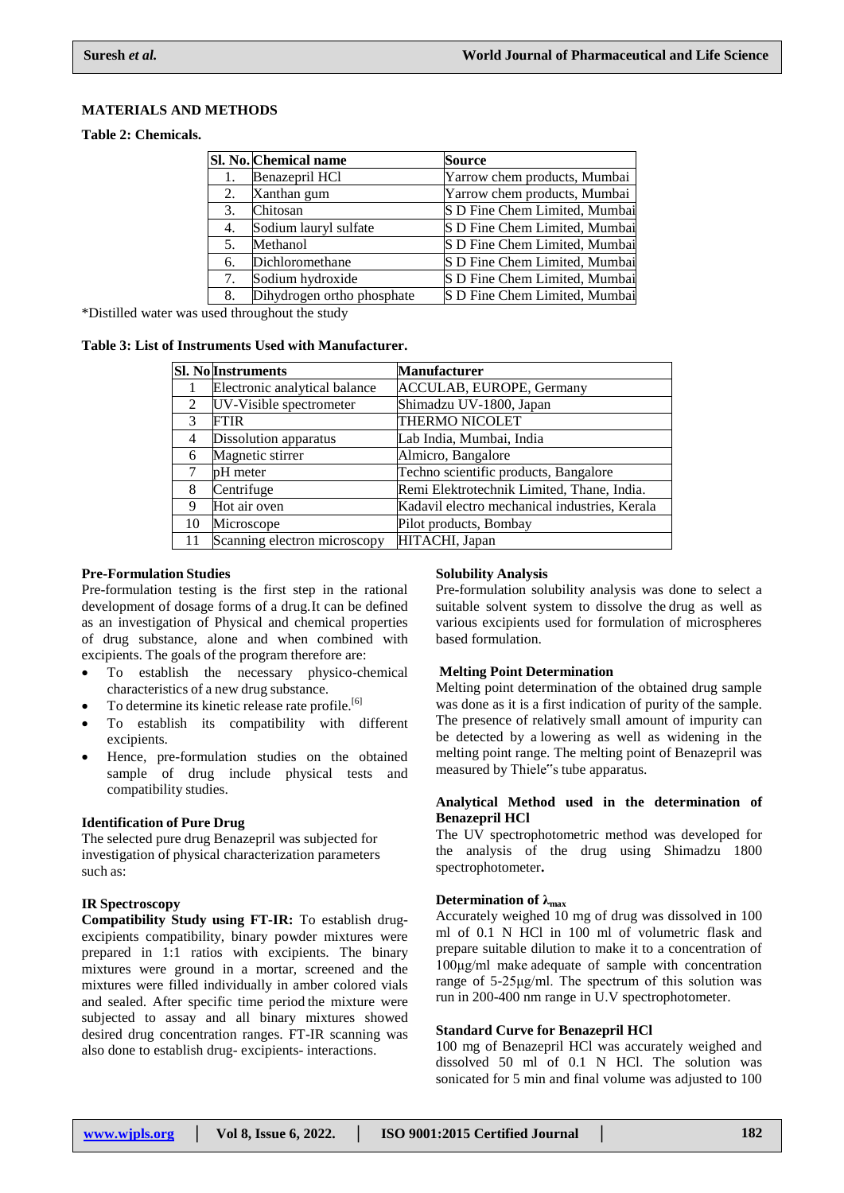## MATERIALS AND METHODS

**Table 2: Chemicals.**

| Sl. No. | Chemical name | Source |
|---|---|---|
| 1. | Benazepril HCl | Yarrow chem products, Mumbai |
| 2. | Xanthan gum | Yarrow chem products, Mumbai |
| 3. | Chitosan | S D Fine Chem Limited, Mumbai |
| 4. | Sodium lauryl sulfate | S D Fine Chem Limited, Mumbai |
| 5. | Methanol | S D Fine Chem Limited, Mumbai |
| 6. | Dichloromethane | S D Fine Chem Limited, Mumbai |
| 7. | Sodium hydroxide | S D Fine Chem Limited, Mumbai |
| 8. | Dihydrogen ortho phosphate | S D Fine Chem Limited, Mumbai |

*Distilled water was used throughout the study

**Table 3: List of Instruments Used with Manufacturer.**

| Sl. No | Instruments | Manufacturer |
|---|---|---|
| 1 | Electronic analytical balance | ACCULAB, EUROPE, Germany |
| 2 | UV-Visible spectrometer | Shimadzu UV-1800, Japan |
| 3 | FTIR | THERMO NICOLET |
| 4 | Dissolution apparatus | Lab India, Mumbai, India |
| 6 | Magnetic stirrer | Almicro, Bangalore |
| 7 | pH meter | Techno scientific products, Bangalore |
| 8 | Centrifuge | Remi Elektrotechnik Limited, Thane, India. |
| 9 | Hot air oven | Kadavil electro mechanical industries, Kerala |
| 10 | Microscope | Pilot products, Bombay |
| 11 | Scanning electron microscopy | HITACHI, Japan |

### Pre-Formulation Studies

Pre-formulation testing is the first step in the rational development of dosage forms of a drug.It can be defined as an investigation of Physical and chemical properties of drug substance, alone and when combined with excipients. The goals of the program therefore are:

- To establish the necessary physico-chemical characteristics of a new drug substance.
- To determine its kinetic release rate profile.[6]
- To establish its compatibility with different excipients.
- Hence, pre-formulation studies on the obtained sample of drug include physical tests and compatibility studies.

### Identification of Pure Drug

The selected pure drug Benazepril was subjected for investigation of physical characterization parameters such as:

### IR Spectroscopy

**Compatibility Study using FT-IR:** To establish drug-excipients compatibility, binary powder mixtures were prepared in 1:1 ratios with excipients. The binary mixtures were ground in a mortar, screened and the mixtures were filled individually in amber colored vials and sealed. After specific time period the mixture were subjected to assay and all binary mixtures showed desired drug concentration ranges. FT-IR scanning was also done to establish drug- excipients- interactions.

### Solubility Analysis

Pre-formulation solubility analysis was done to select a suitable solvent system to dissolve the drug as well as various excipients used for formulation of microspheres based formulation.

### Melting Point Determination

Melting point determination of the obtained drug sample was done as it is a first indication of purity of the sample. The presence of relatively small amount of impurity can be detected by a lowering as well as widening in the melting point range. The melting point of Benazepril was measured by Thiele"s tube apparatus.

### Analytical Method used in the determination of Benazepril HCl

The UV spectrophotometric method was developed for the analysis of the drug using Shimadzu 1800 spectrophotometer**.**

### Determination of $\lambda_{max}$

Accurately weighed 10 mg of drug was dissolved in 100 ml of 0.1 N HCl in 100 ml of volumetric flask and prepare suitable dilution to make it to a concentration of 100µg/ml make adequate of sample with concentration range of 5-25µg/ml. The spectrum of this solution was run in 200-400 nm range in U.V spectrophotometer.

### Standard Curve for Benazepril HCl

100 mg of Benazepril HCl was accurately weighed and dissolved 50 ml of 0.1 N HCl. The solution was sonicated for 5 min and final volume was adjusted to 100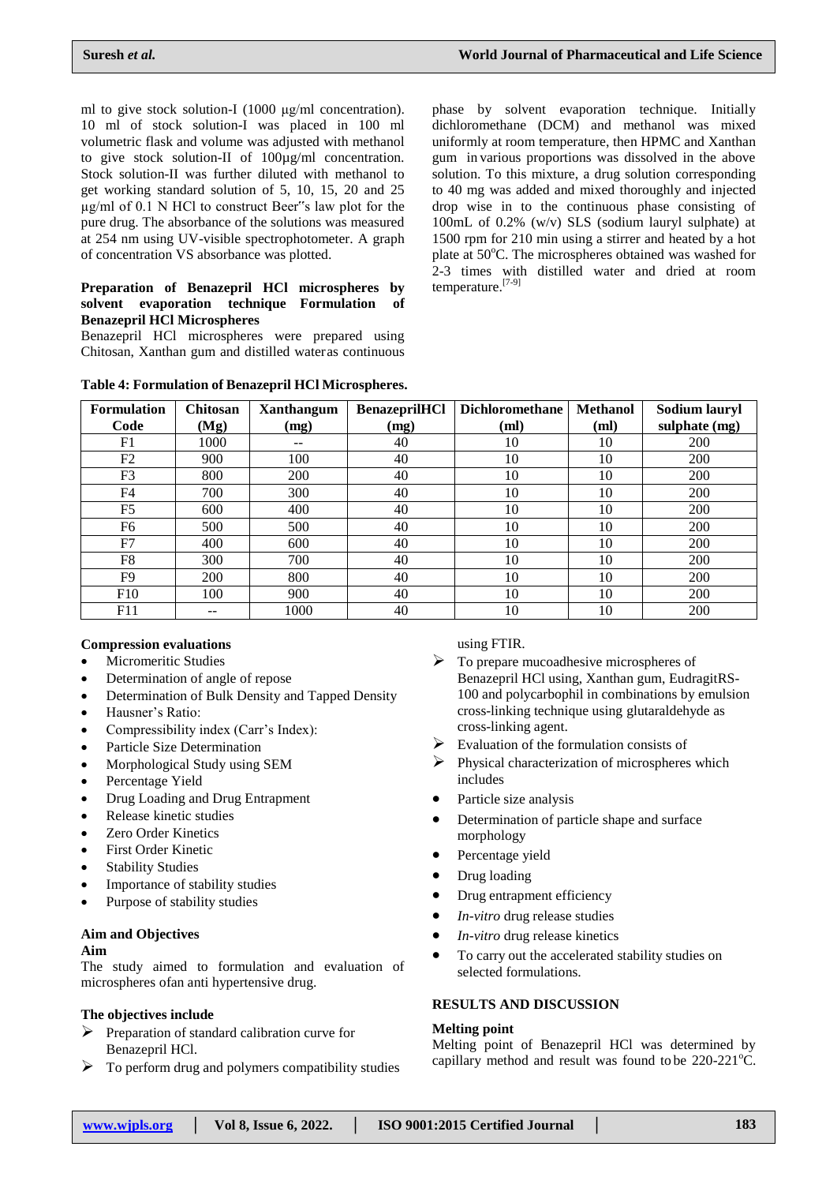ml to give stock solution-I (1000 μg/ml concentration). 10 ml of stock solution-I was placed in 100 ml volumetric flask and volume was adjusted with methanol to give stock solution-II of 100μg/ml concentration. Stock solution-II was further diluted with methanol to get working standard solution of 5, 10, 15, 20 and 25 μg/ml of 0.1 N HCl to construct Beer‷s law plot for the pure drug. The absorbance of the solutions was measured at 254 nm using UV-visible spectrophotometer. A graph of concentration VS absorbance was plotted.

**Preparation of Benazepril HCl microspheres by solvent evaporation technique Formulation of Benazepril HCl Microspheres**

Benazepril HCl microspheres were prepared using Chitosan, Xanthan gum and distilled wateras continuous phase by solvent evaporation technique. Initially dichloromethane (DCM) and methanol was mixed uniformly at room temperature, then HPMC and Xanthan gum in various proportions was dissolved in the above solution. To this mixture, a drug solution corresponding to 40 mg was added and mixed thoroughly and injected drop wise in to the continuous phase consisting of 100mL of 0.2% (w/v) SLS (sodium lauryl sulphate) at 1500 rpm for 210 min using a stirrer and heated by a hot plate at 50°C. The microspheres obtained was washed for 2-3 times with distilled water and dried at room temperature.[7-9]

**Table 4: Formulation of Benazepril HCl Microspheres.**

| Formulation Code | Chitosan (Mg) | Xanthangum (mg) | BenazeprilHCl (mg) | Dichloromethane (ml) | Methanol (ml) | Sodium lauryl sulphate (mg) |
|---|---|---|---|---|---|---|
| F1 | 1000 | -- | 40 | 10 | 10 | 200 |
| F2 | 900 | 100 | 40 | 10 | 10 | 200 |
| F3 | 800 | 200 | 40 | 10 | 10 | 200 |
| F4 | 700 | 300 | 40 | 10 | 10 | 200 |
| F5 | 600 | 400 | 40 | 10 | 10 | 200 |
| F6 | 500 | 500 | 40 | 10 | 10 | 200 |
| F7 | 400 | 600 | 40 | 10 | 10 | 200 |
| F8 | 300 | 700 | 40 | 10 | 10 | 200 |
| F9 | 200 | 800 | 40 | 10 | 10 | 200 |
| F10 | 100 | 900 | 40 | 10 | 10 | 200 |
| F11 | -- | 1000 | 40 | 10 | 10 | 200 |

**Compression evaluations**

- Micromeritic Studies
- Determination of angle of repose
- Determination of Bulk Density and Tapped Density
- Hausner's Ratio:
- Compressibility index (Carr's Index):
- Particle Size Determination
- Morphological Study using SEM
- Percentage Yield
- Drug Loading and Drug Entrapment
- Release kinetic studies
- Zero Order Kinetics
- First Order Kinetic
- Stability Studies
- Importance of stability studies
- Purpose of stability studies

**Aim and Objectives**

**Aim**

The study aimed to formulation and evaluation of microspheres ofan anti hypertensive drug.

**The objectives include**

- ➢ Preparation of standard calibration curve for Benazepril HCl.
- ➢ To perform drug and polymers compatibility studies using FTIR.
- ➢ To prepare mucoadhesive microspheres of Benazepril HCl using, Xanthan gum, EudragitRS-100 and polycarbophil in combinations by emulsion cross-linking technique using glutaraldehyde as cross-linking agent.
- ➢ Evaluation of the formulation consists of
- ➢ Physical characterization of microspheres which includes
- Particle size analysis
- Determination of particle shape and surface morphology
- Percentage yield
- Drug loading
- Drug entrapment efficiency
- *In-vitro* drug release studies
- *In-vitro* drug release kinetics
- To carry out the accelerated stability studies on selected formulations.

## RESULTS AND DISCUSSION

**Melting point**

Melting point of Benazepril HCl was determined by capillary method and result was found to be 220-221°C.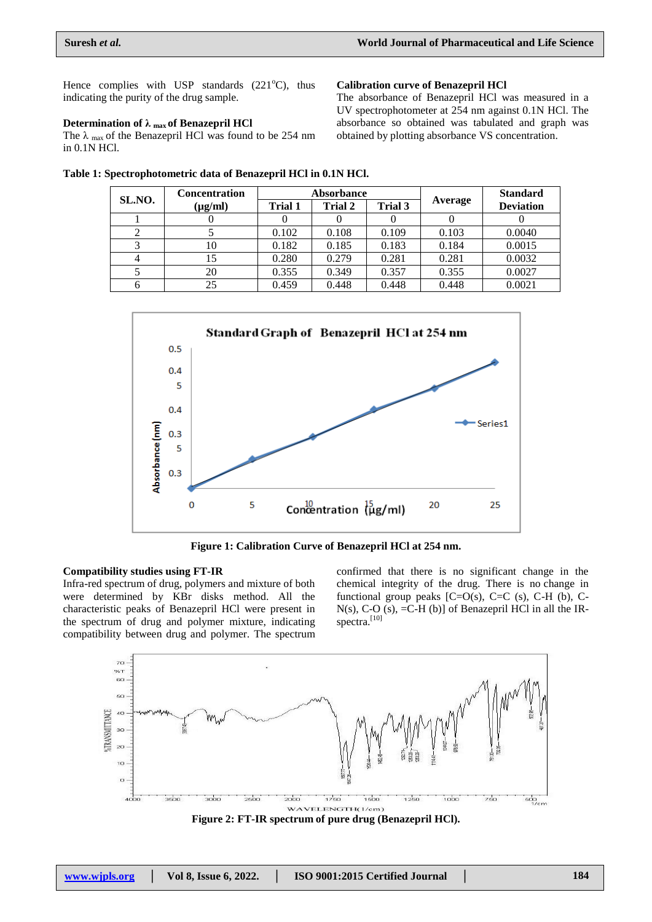Hence complies with USP standards (221°C), thus indicating the purity of the drug sample.

### Determination of λ $_{max}$ of Benazepril HCl

The λ $_{max}$ of the Benazepril HCl was found to be 254 nm in 0.1N HCl.

### Calibration curve of Benazepril HCl

The absorbance of Benazepril HCl was measured in a UV spectrophotometer at 254 nm against 0.1N HCl. The absorbance so obtained was tabulated and graph was obtained by plotting absorbance VS concentration.

**Table 1: Spectrophotometric data of Benazepril HCl in 0.1N HCl.**

| SL.NO. | Concentration (μg/ml) | Absorbance | | | Average | Standard Deviation |
|---|---|---|---|---|---|---|
| | | Trial 1 | Trial 2 | Trial 3 | | |
| 1 | 0 | 0 | 0 | 0 | 0 | 0 |
| 2 | 5 | 0.102 | 0.108 | 0.109 | 0.103 | 0.0040 |
| 3 | 10 | 0.182 | 0.185 | 0.183 | 0.184 | 0.0015 |
| 4 | 15 | 0.280 | 0.279 | 0.281 | 0.281 | 0.0032 |
| 5 | 20 | 0.355 | 0.349 | 0.357 | 0.355 | 0.0027 |
| 6 | 25 | 0.459 | 0.448 | 0.448 | 0.448 | 0.0021 |

**Figure 1: Calibration Curve of Benazepril HCl at 254 nm.**

### Compatibility studies using FT-IR

Infra-red spectrum of drug, polymers and mixture of both were determined by KBr disks method. All the characteristic peaks of Benazepril HCl were present in the spectrum of drug and polymer mixture, indicating compatibility between drug and polymer. The spectrum confirmed that there is no significant change in the chemical integrity of the drug. There is no change in functional group peaks [C=O(s), C=C (s), C-H (b), C-N(s), C-O (s), =C-H (b)] of Benazepril HCl in all the IR-spectra.[10]

**Figure 2: FT-IR spectrum of pure drug (Benazepril HCl).**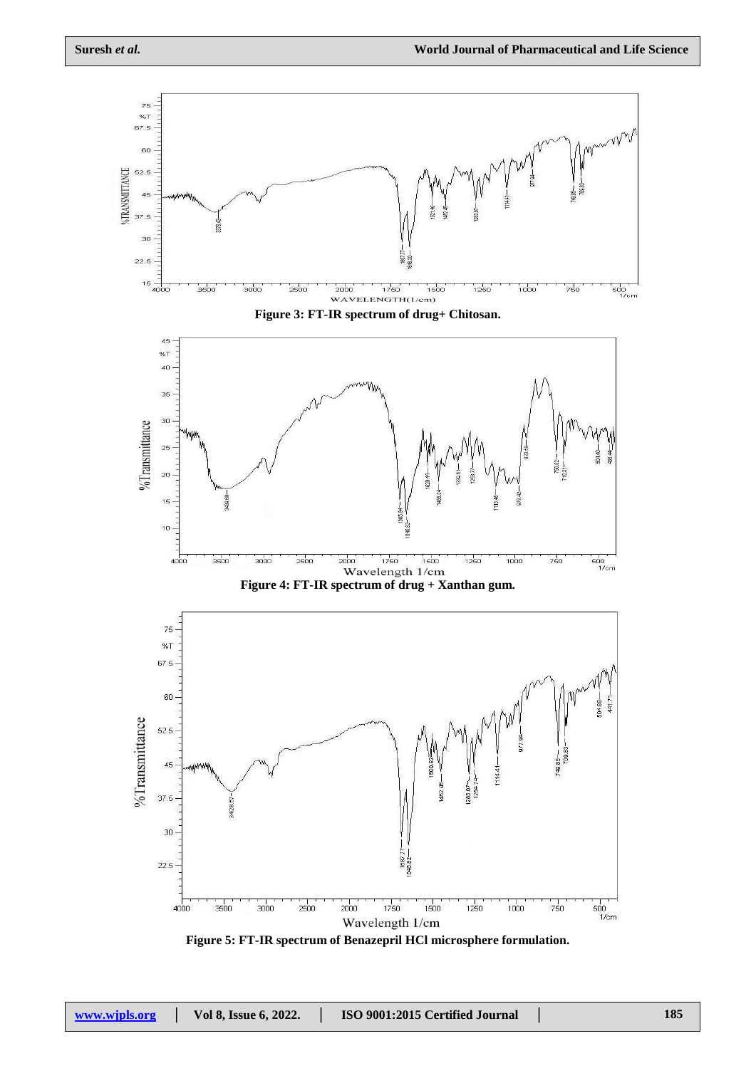Figure 3: FT-IR spectrum of drug+ Chitosan.

Figure 4: FT-IR spectrum of drug + Xanthan gum.

Figure 5: FT-IR spectrum of Benazepril HCl microsphere formulation.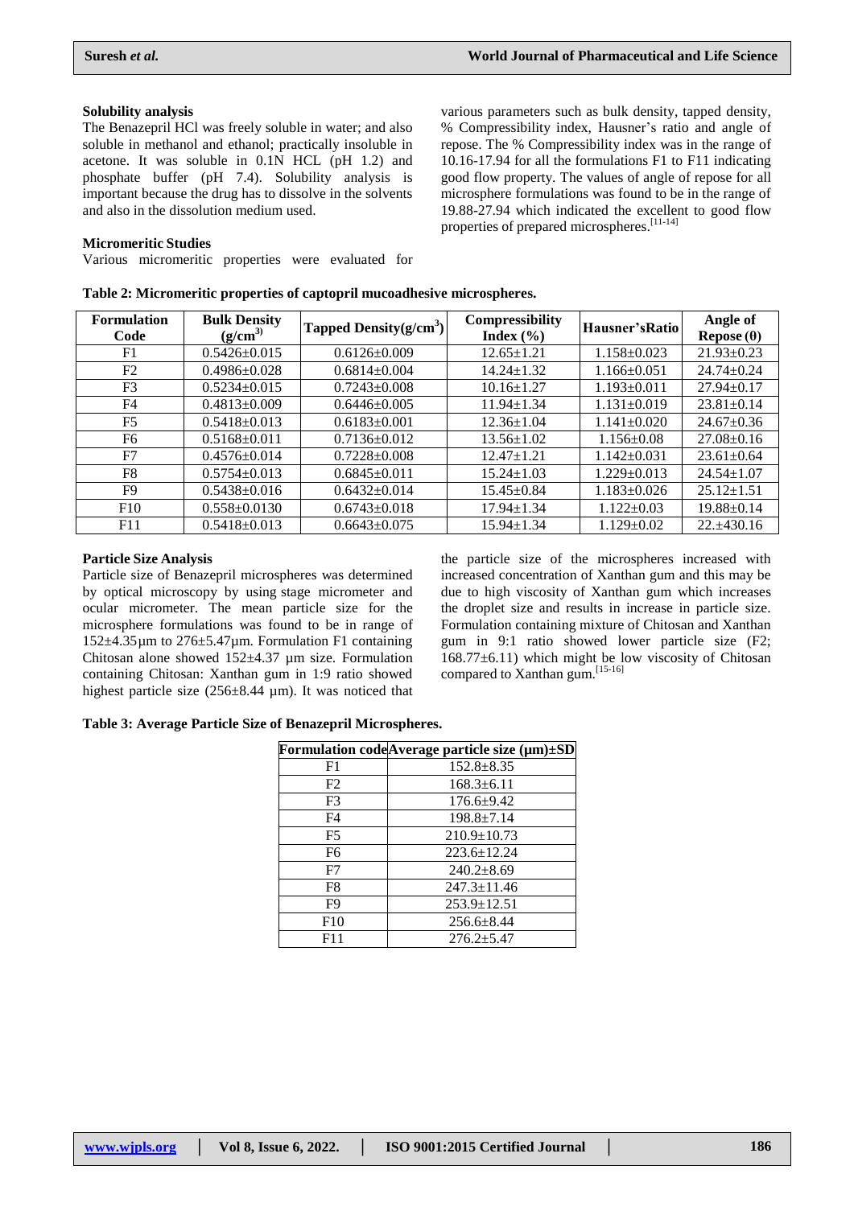### Solubility analysis

The Benazepril HCl was freely soluble in water; and also soluble in methanol and ethanol; practically insoluble in acetone. It was soluble in 0.1N HCL (pH 1.2) and phosphate buffer (pH 7.4). Solubility analysis is important because the drug has to dissolve in the solvents and also in the dissolution medium used.

### Micromeritic Studies

Various micromeritic properties were evaluated for various parameters such as bulk density, tapped density, % Compressibility index, Hausner's ratio and angle of repose. The % Compressibility index was in the range of 10.16-17.94 for all the formulations F1 to F11 indicating good flow property. The values of angle of repose for all microsphere formulations was found to be in the range of 19.88-27.94 which indicated the excellent to good flow properties of prepared microspheres.[11-14]

**Table 2: Micromeritic properties of captopril mucoadhesive microspheres.**

| Formulation Code | Bulk Density (g/cm$^3$) | Tapped Density(g/cm$^3$) | Compressibility Index (%) | Hausner'sRatio | Angle of Repose (θ) |
|---|---|---|---|---|---|
| F1 | 0.5426±0.015 | 0.6126±0.009 | 12.65±1.21 | 1.158±0.023 | 21.93±0.23 |
| F2 | 0.4986±0.028 | 0.6814±0.004 | 14.24±1.32 | 1.166±0.051 | 24.74±0.24 |
| F3 | 0.5234±0.015 | 0.7243±0.008 | 10.16±1.27 | 1.193±0.011 | 27.94±0.17 |
| F4 | 0.4813±0.009 | 0.6446±0.005 | 11.94±1.34 | 1.131±0.019 | 23.81±0.14 |
| F5 | 0.5418±0.013 | 0.6183±0.001 | 12.36±1.04 | 1.141±0.020 | 24.67±0.36 |
| F6 | 0.5168±0.011 | 0.7136±0.012 | 13.56±1.02 | 1.156±0.08 | 27.08±0.16 |
| F7 | 0.4576±0.014 | 0.7228±0.008 | 12.47±1.21 | 1.142±0.031 | 23.61±0.64 |
| F8 | 0.5754±0.013 | 0.6845±0.011 | 15.24±1.03 | 1.229±0.013 | 24.54±1.07 |
| F9 | 0.5438±0.016 | 0.6432±0.014 | 15.45±0.84 | 1.183±0.026 | 25.12±1.51 |
| F10 | 0.558±0.0130 | 0.6743±0.018 | 17.94±1.34 | 1.122±0.03 | 19.88±0.14 |
| F11 | 0.5418±0.013 | 0.6643±0.075 | 15.94±1.34 | 1.129±0.02 | 22.±430.16 |

### Particle Size Analysis

Particle size of Benazepril microspheres was determined by optical microscopy by using stage micrometer and ocular micrometer. The mean particle size for the microsphere formulations was found to be in range of 152±4.35µm to 276±5.47µm. Formulation F1 containing Chitosan alone showed 152±4.37 µm size. Formulation containing Chitosan: Xanthan gum in 1:9 ratio showed highest particle size (256±8.44 µm). It was noticed that the particle size of the microspheres increased with increased concentration of Xanthan gum and this may be due to high viscosity of Xanthan gum which increases the droplet size and results in increase in particle size. Formulation containing mixture of Chitosan and Xanthan gum in 9:1 ratio showed lower particle size (F2; 168.77±6.11) which might be low viscosity of Chitosan compared to Xanthan gum.[15-16]

**Table 3: Average Particle Size of Benazepril Microspheres.**

| Formulation code | Average particle size (µm)±SD |
|---|---|
| F1 | 152.8±8.35 |
| F2 | 168.3±6.11 |
| F3 | 176.6±9.42 |
| F4 | 198.8±7.14 |
| F5 | 210.9±10.73 |
| F6 | 223.6±12.24 |
| F7 | 240.2±8.69 |
| F8 | 247.3±11.46 |
| F9 | 253.9±12.51 |
| F10 | 256.6±8.44 |
| F11 | 276.2±5.47 |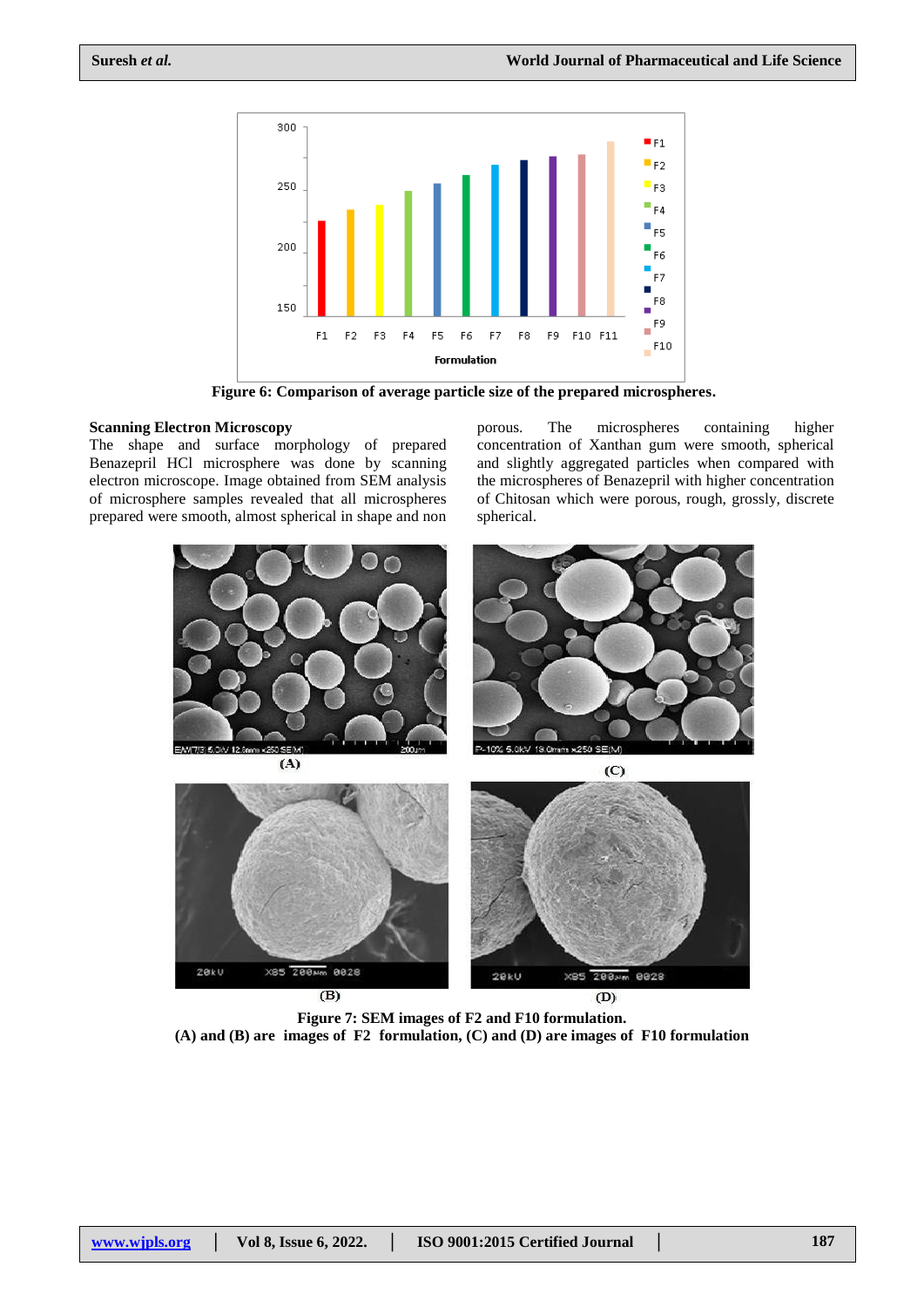Figure 6: Comparison of average particle size of the prepared microspheres.

### Scanning Electron Microscopy

The shape and surface morphology of prepared Benazepril HCl microsphere was done by scanning electron microscope. Image obtained from SEM analysis of microsphere samples revealed that all microspheres prepared were smooth, almost spherical in shape and non porous. The microspheres containing higher concentration of Xanthan gum were smooth, spherical and slightly aggregated particles when compared with the microspheres of Benazepril with higher concentration of Chitosan which were porous, rough, grossly, discrete spherical.

**Figure 7: SEM images of F2 and F10 formulation.**
**(A) and (B) are images of F2 formulation, (C) and (D) are images of F10 formulation**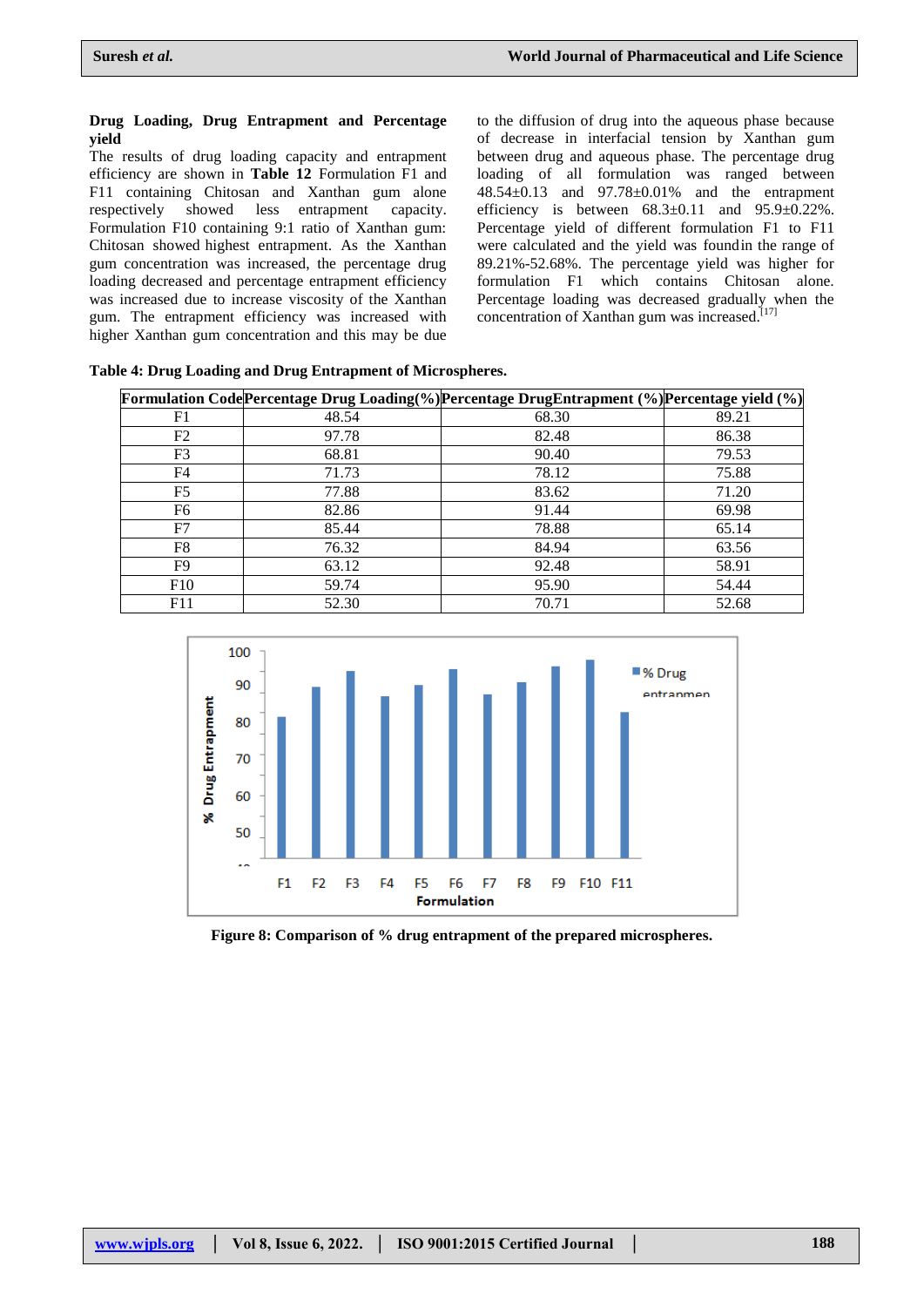### Drug Loading, Drug Entrapment and Percentage yield

The results of drug loading capacity and entrapment efficiency are shown in **Table 12** Formulation F1 and F11 containing Chitosan and Xanthan gum alone respectively showed less entrapment capacity. Formulation F10 containing 9:1 ratio of Xanthan gum: Chitosan showed highest entrapment. As the Xanthan gum concentration was increased, the percentage drug loading decreased and percentage entrapment efficiency was increased due to increase viscosity of the Xanthan gum. The entrapment efficiency was increased with higher Xanthan gum concentration and this may be due to the diffusion of drug into the aqueous phase because of decrease in interfacial tension by Xanthan gum between drug and aqueous phase. The percentage drug loading of all formulation was ranged between 48.54±0.13 and 97.78±0.01% and the entrapment efficiency is between 68.3±0.11 and 95.9±0.22%. Percentage yield of different formulation F1 to F11 were calculated and the yield was foundin the range of 89.21%-52.68%. The percentage yield was higher for formulation F1 which contains Chitosan alone. Percentage loading was decreased gradually when the concentration of Xanthan gum was increased.[17]

**Table 4: Drug Loading and Drug Entrapment of Microspheres.**

| Formulation Code | Percentage Drug Loading(%) | Percentage DrugEntrapment (%) | Percentage yield (%) |
|---|---|---|---|
| F1 | 48.54 | 68.30 | 89.21 |
| F2 | 97.78 | 82.48 | 86.38 |
| F3 | 68.81 | 90.40 | 79.53 |
| F4 | 71.73 | 78.12 | 75.88 |
| F5 | 77.88 | 83.62 | 71.20 |
| F6 | 82.86 | 91.44 | 69.98 |
| F7 | 85.44 | 78.88 | 65.14 |
| F8 | 76.32 | 84.94 | 63.56 |
| F9 | 63.12 | 92.48 | 58.91 |
| F10 | 59.74 | 95.90 | 54.44 |
| F11 | 52.30 | 70.71 | 52.68 |

**Figure 8: Comparison of % drug entrapment of the prepared microspheres.**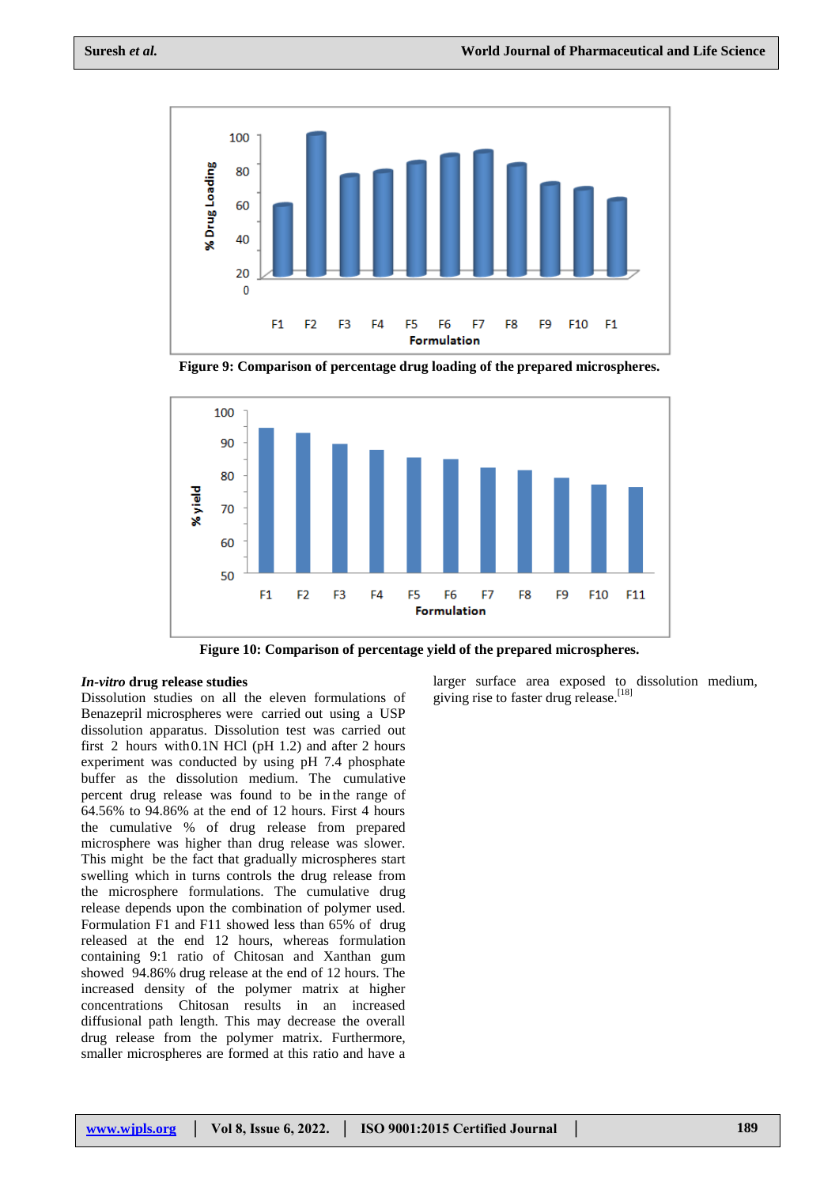Figure 9: Comparison of percentage drug loading of the prepared microspheres.

Figure 10: Comparison of percentage yield of the prepared microspheres.

### *In-vitro* drug release studies

Dissolution studies on all the eleven formulations of Benazepril microspheres were carried out using a USP dissolution apparatus. Dissolution test was carried out first 2 hours with 0.1N HCl (pH 1.2) and after 2 hours experiment was conducted by using pH 7.4 phosphate buffer as the dissolution medium. The cumulative percent drug release was found to be in the range of 64.56% to 94.86% at the end of 12 hours. First 4 hours the cumulative % of drug release from prepared microsphere was higher than drug release was slower. This might be the fact that gradually microspheres start swelling which in turns controls the drug release from the microsphere formulations. The cumulative drug release depends upon the combination of polymer used. Formulation F1 and F11 showed less than 65% of drug released at the end 12 hours, whereas formulation containing 9:1 ratio of Chitosan and Xanthan gum showed 94.86% drug release at the end of 12 hours. The increased density of the polymer matrix at higher concentrations Chitosan results in an increased diffusional path length. This may decrease the overall drug release from the polymer matrix. Furthermore, smaller microspheres are formed at this ratio and have a larger surface area exposed to dissolution medium, giving rise to faster drug release.[18]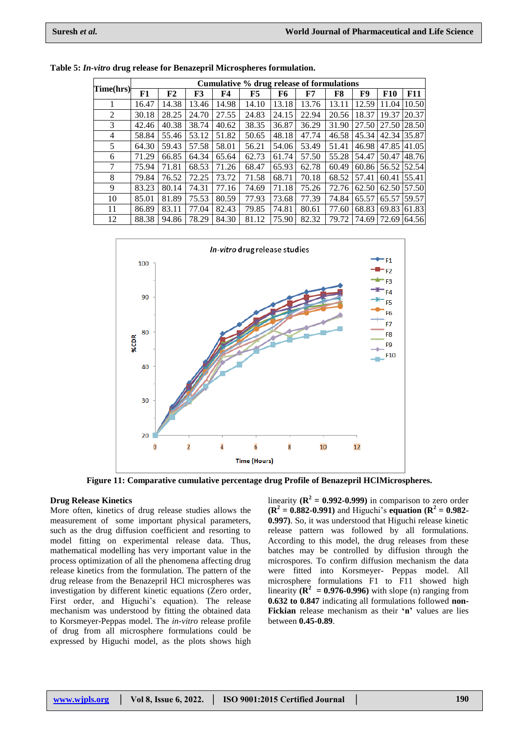**Table 5:** ***In-vitro*** **drug release for Benazepril Microspheres formulation.**

| Time(hrs) | Cumulative % drug release of formulations | | | | | | | | | | |
|---|---|---|---|---|---|---|---|---|---|---|---|
| | F1 | F2 | F3 | F4 | F5 | F6 | F7 | F8 | F9 | F10 | F11 |
| 1 | 16.47 | 14.38 | 13.46 | 14.98 | 14.10 | 13.18 | 13.76 | 13.11 | 12.59 | 11.04 | 10.50 |
| 2 | 30.18 | 28.25 | 24.70 | 27.55 | 24.83 | 24.15 | 22.94 | 20.56 | 18.37 | 19.37 | 20.37 |
| 3 | 42.46 | 40.38 | 38.74 | 40.62 | 38.35 | 36.87 | 36.29 | 31.90 | 27.50 | 27.50 | 28.50 |
| 4 | 58.84 | 55.46 | 53.12 | 51.82 | 50.65 | 48.18 | 47.74 | 46.58 | 45.34 | 42.34 | 35.87 |
| 5 | 64.30 | 59.43 | 57.58 | 58.01 | 56.21 | 54.06 | 53.49 | 51.41 | 46.98 | 47.85 | 41.05 |
| 6 | 71.29 | 66.85 | 64.34 | 65.64 | 62.73 | 61.74 | 57.50 | 55.28 | 54.47 | 50.47 | 48.76 |
| 7 | 75.94 | 71.81 | 68.53 | 71.26 | 68.47 | 65.93 | 62.78 | 60.49 | 60.86 | 56.52 | 52.54 |
| 8 | 79.84 | 76.52 | 72.25 | 73.72 | 71.58 | 68.71 | 70.18 | 68.52 | 57.41 | 60.41 | 55.41 |
| 9 | 83.23 | 80.14 | 74.31 | 77.16 | 74.69 | 71.18 | 75.26 | 72.76 | 62.50 | 62.50 | 57.50 |
| 10 | 85.01 | 81.89 | 75.53 | 80.59 | 77.93 | 73.68 | 77.39 | 74.84 | 65.57 | 65.57 | 59.57 |
| 11 | 86.89 | 83.11 | 77.04 | 82.43 | 79.85 | 74.81 | 80.61 | 77.60 | 68.83 | 69.83 | 61.83 |
| 12 | 88.38 | 94.86 | 78.29 | 84.30 | 81.12 | 75.90 | 82.32 | 79.72 | 74.69 | 72.69 | 64.56 |

**Figure 11: Comparative cumulative percentage drug Profile of Benazepril HClMicrospheres.**

**Drug Release Kinetics**

More often, kinetics of drug release studies allows the measurement of some important physical parameters, such as the drug diffusion coefficient and resorting to model fitting on experimental release data. Thus, mathematical modelling has very important value in the process optimization of all the phenomena affecting drug release kinetics from the formulation. The pattern of the drug release from the Benazepril HCl microspheres was investigation by different kinetic equations (Zero order, First order, and Higuchi's equation). The release mechanism was understood by fitting the obtained data to Korsmeyer-Peppas model. The *in-vitro* release profile of drug from all microsphere formulations could be expressed by Higuchi model, as the plots shows high linearity (**$R^2$ = 0.992-0.999)** in comparison to zero order (**$R^2$ = 0.882-0.991)** and Higuchi's **equation (**$R^2$ **= 0.982-0.997)**. So, it was understood that Higuchi release kinetic release pattern was followed by all formulations. According to this model, the drug releases from these batches may be controlled by diffusion through the microspores. To confirm diffusion mechanism the data were fitted into Korsmeyer- Peppas model. All microsphere formulations F1 to F11 showed high linearity **($R^2$ = 0.976-0.996)** with slope (n) ranging from **0.632 to 0.847** indicating all formulations followed **non-Fickian** release mechanism as their **'n'** values are lies between **0.45-0.89**.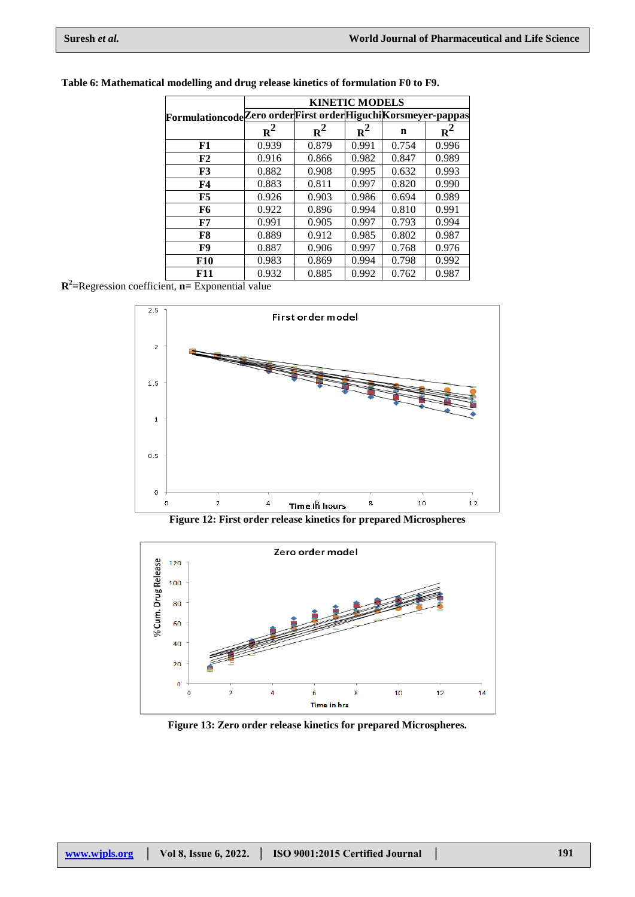**Table 6: Mathematical modelling and drug release kinetics of formulation F0 to F9.**

| Formulationcode | KINETIC MODELS | | | | |
|---|---|---|---|---|---|
| | Zero order | First order | Higuchi | Korsmeyer-pappas | |
| | $R^2$ | $R^2$ | $R^2$ | n | $R^2$ |
| **F1** | 0.939 | 0.879 | 0.991 | 0.754 | 0.996 |
| **F2** | 0.916 | 0.866 | 0.982 | 0.847 | 0.989 |
| **F3** | 0.882 | 0.908 | 0.995 | 0.632 | 0.993 |
| **F4** | 0.883 | 0.811 | 0.997 | 0.820 | 0.990 |
| **F5** | 0.926 | 0.903 | 0.986 | 0.694 | 0.989 |
| **F6** | 0.922 | 0.896 | 0.994 | 0.810 | 0.991 |
| **F7** | 0.991 | 0.905 | 0.997 | 0.793 | 0.994 |
| **F8** | 0.889 | 0.912 | 0.985 | 0.802 | 0.987 |
| **F9** | 0.887 | 0.906 | 0.997 | 0.768 | 0.976 |
| **F10** | 0.983 | 0.869 | 0.994 | 0.798 | 0.992 |
| **F11** | 0.932 | 0.885 | 0.992 | 0.762 | 0.987 |

**$R^2$**=Regression coefficient, **n=** Exponential value

**Figure 12: First order release kinetics for prepared Microspheres**

**Figure 13: Zero order release kinetics for prepared Microspheres.**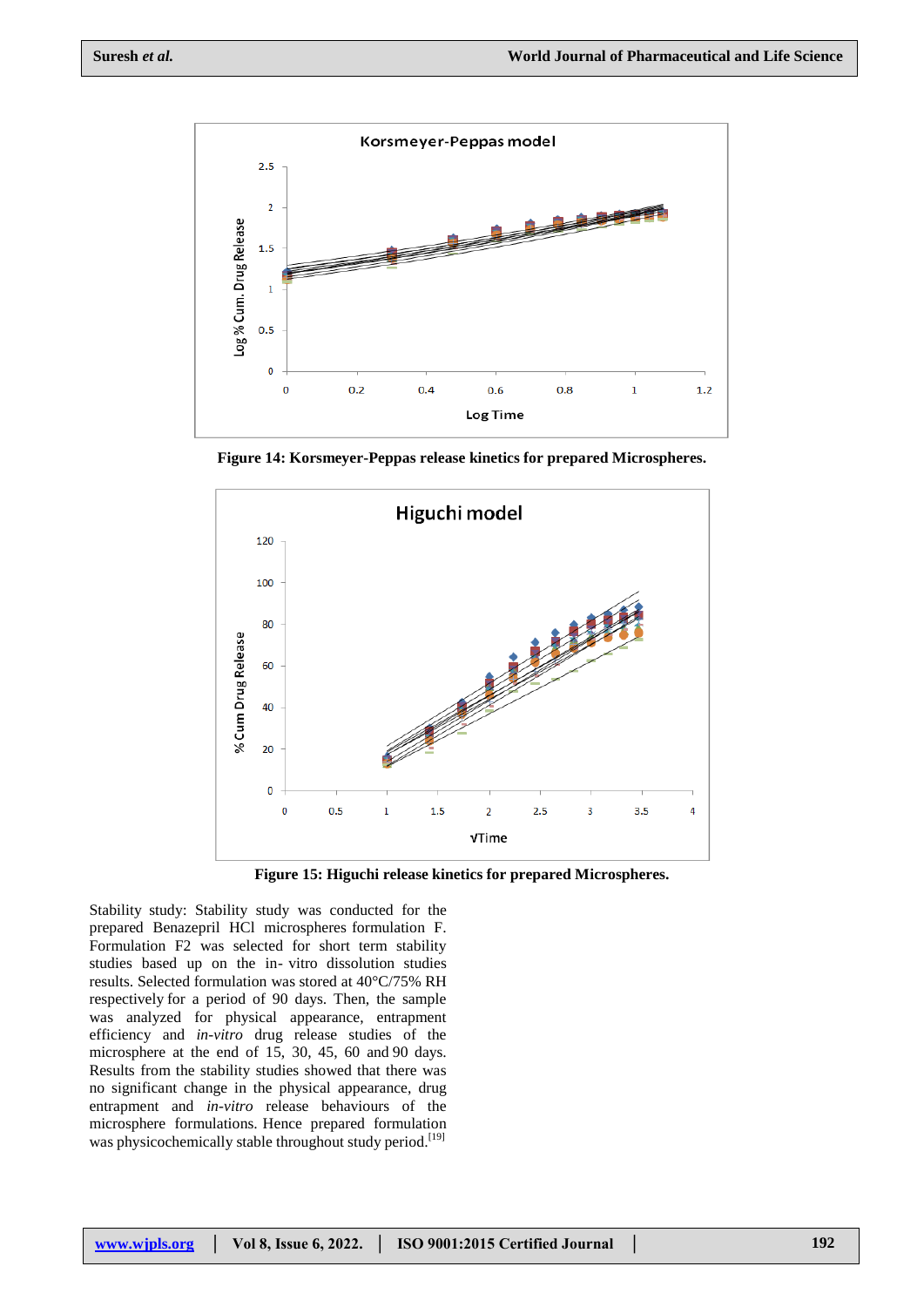Figure 14: Korsmeyer-Peppas release kinetics for prepared Microspheres.

Figure 15: Higuchi release kinetics for prepared Microspheres.

Stability study: Stability study was conducted for the prepared Benazepril HCl microspheres formulation F. Formulation F2 was selected for short term stability studies based up on the in- vitro dissolution studies results. Selected formulation was stored at 40°C/75% RH respectively for a period of 90 days. Then, the sample was analyzed for physical appearance, entrapment efficiency and *in-vitro* drug release studies of the microsphere at the end of 15, 30, 45, 60 and 90 days. Results from the stability studies showed that there was no significant change in the physical appearance, drug entrapment and *in-vitro* release behaviours of the microsphere formulations. Hence prepared formulation was physicochemically stable throughout study period.[19]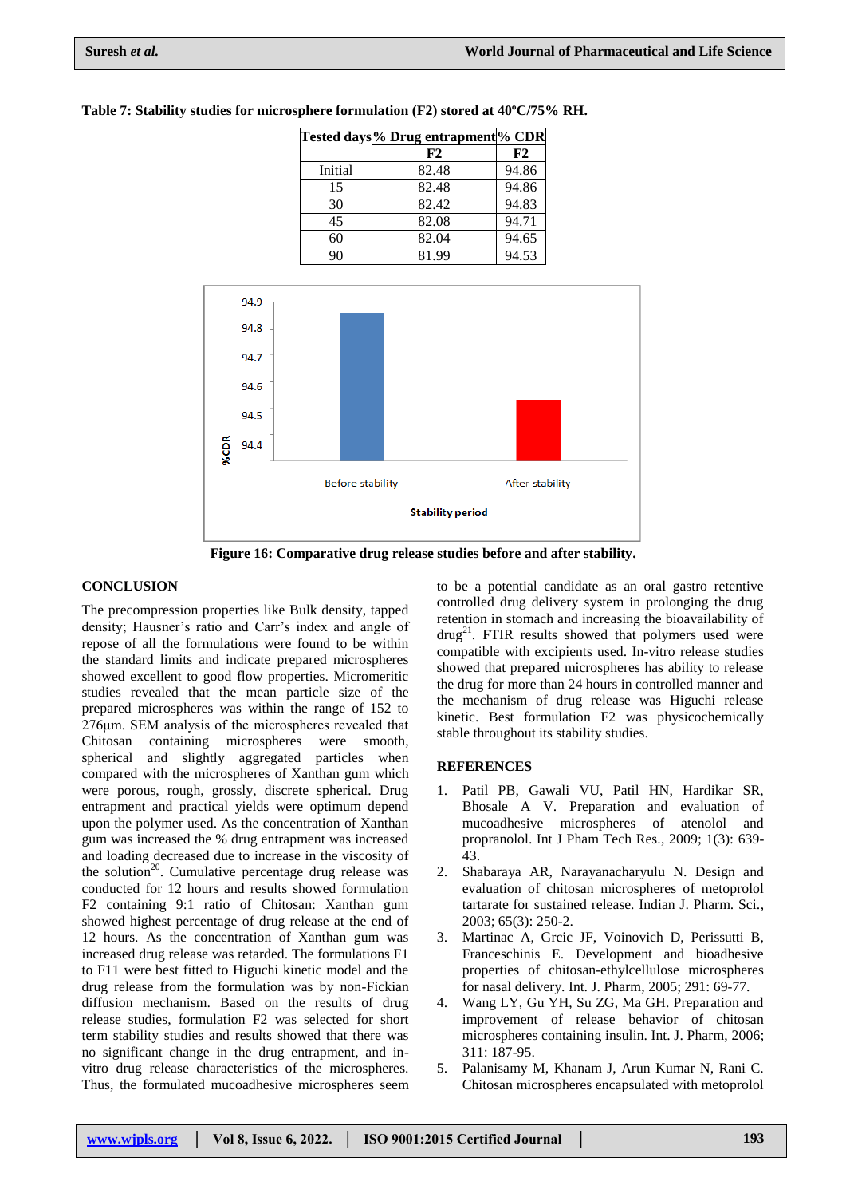**Table 7: Stability studies for microsphere formulation (F2) stored at 40ºC/75% RH.**

| Tested days | % Drug entrapment | % CDR |
|---|---|---|
| | F2 | F2 |
| Initial | 82.48 | 94.86 |
| 15 | 82.48 | 94.86 |
| 30 | 82.42 | 94.83 |
| 45 | 82.08 | 94.71 |
| 60 | 82.04 | 94.65 |
| 90 | 81.99 | 94.53 |

**Figure 16: Comparative drug release studies before and after stability.**

## CONCLUSION

The precompression properties like Bulk density, tapped density; Hausner's ratio and Carr's index and angle of repose of all the formulations were found to be within the standard limits and indicate prepared microspheres showed excellent to good flow properties. Micromeritic studies revealed that the mean particle size of the prepared microspheres was within the range of 152 to 276μm. SEM analysis of the microspheres revealed that Chitosan containing microspheres were smooth, spherical and slightly aggregated particles when compared with the microspheres of Xanthan gum which were porous, rough, grossly, discrete spherical. Drug entrapment and practical yields were optimum depend upon the polymer used. As the concentration of Xanthan gum was increased the % drug entrapment was increased and loading decreased due to increase in the viscosity of the solution[20]. Cumulative percentage drug release was conducted for 12 hours and results showed formulation F2 containing 9:1 ratio of Chitosan: Xanthan gum showed highest percentage of drug release at the end of 12 hours. As the concentration of Xanthan gum was increased drug release was retarded. The formulations F1 to F11 were best fitted to Higuchi kinetic model and the drug release from the formulation was by non-Fickian diffusion mechanism. Based on the results of drug release studies, formulation F2 was selected for short term stability studies and results showed that there was no significant change in the drug entrapment, and in-vitro drug release characteristics of the microspheres. Thus, the formulated mucoadhesive microspheres seem to be a potential candidate as an oral gastro retentive controlled drug delivery system in prolonging the drug retention in stomach and increasing the bioavailability of drug[21]. FTIR results showed that polymers used were compatible with excipients used. In-vitro release studies showed that prepared microspheres has ability to release the drug for more than 24 hours in controlled manner and the mechanism of drug release was Higuchi release kinetic. Best formulation F2 was physicochemically stable throughout its stability studies.

## REFERENCES

1. Patil PB, Gawali VU, Patil HN, Hardikar SR, Bhosale A V. Preparation and evaluation of mucoadhesive microspheres of atenolol and propranolol. Int J Pham Tech Res., 2009; 1(3): 639-43.
2. Shabaraya AR, Narayanacharyulu N. Design and evaluation of chitosan microspheres of metoprolol tartarate for sustained release. Indian J. Pharm. Sci., 2003; 65(3): 250-2.
3. Martinac A, Grcic JF, Voinovich D, Perissutti B, Franceschinis E. Development and bioadhesive properties of chitosan-ethylcellulose microspheres for nasal delivery. Int. J. Pharm, 2005; 291: 69-77.
4. Wang LY, Gu YH, Su ZG, Ma GH. Preparation and improvement of release behavior of chitosan microspheres containing insulin. Int. J. Pharm, 2006; 311: 187-95.
5. Palanisamy M, Khanam J, Arun Kumar N, Rani C. Chitosan microspheres encapsulated with metoprolol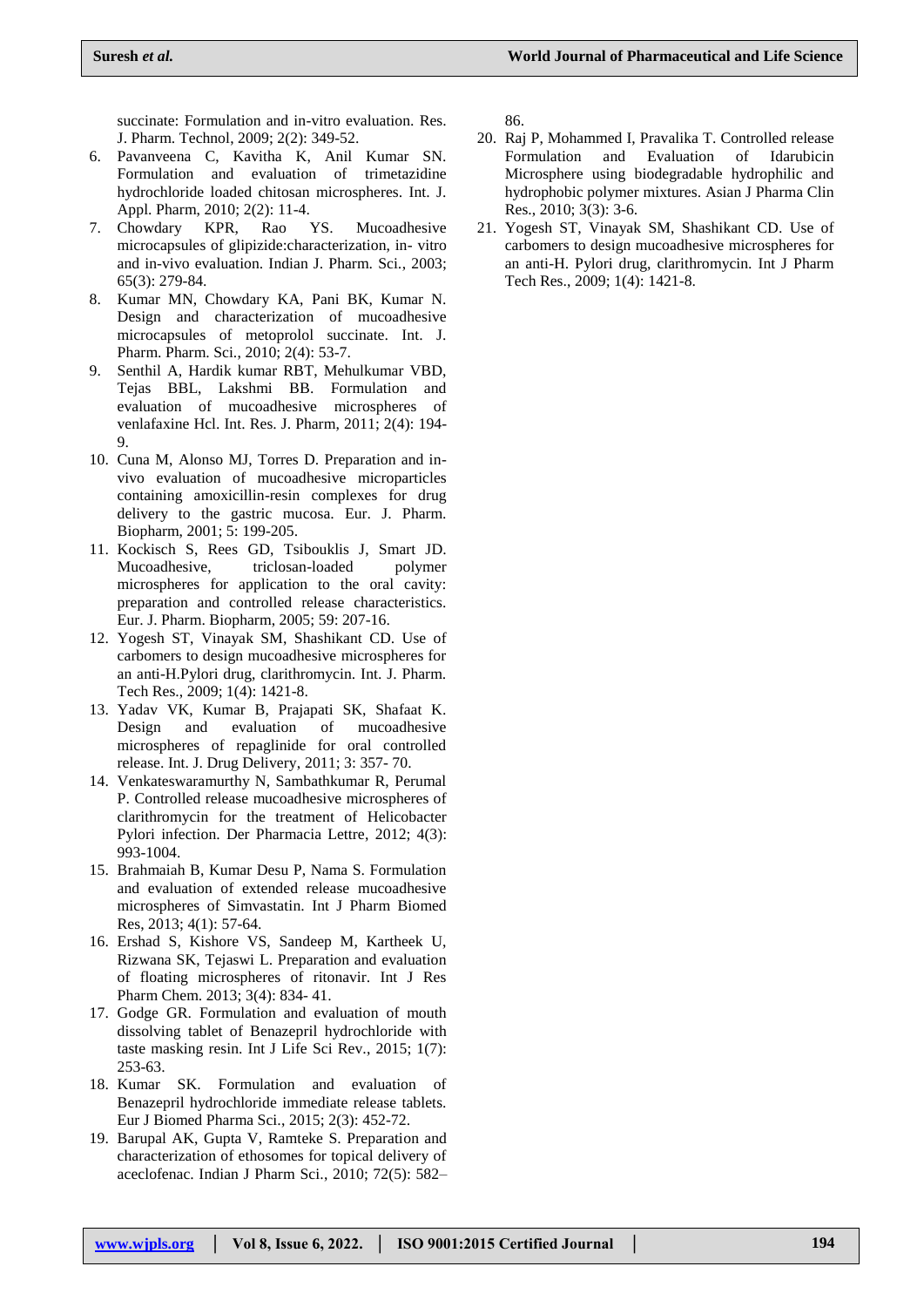succinate: Formulation and in-vitro evaluation. Res. J. Pharm. Technol, 2009; 2(2): 349-52.

6. Pavanveena C, Kavitha K, Anil Kumar SN. Formulation and evaluation of trimetazidine hydrochloride loaded chitosan microspheres. Int. J. Appl. Pharm, 2010; 2(2): 11-4.
7. Chowdary KPR, Rao YS. Mucoadhesive microcapsules of glipizide:characterization, in- vitro and in-vivo evaluation. Indian J. Pharm. Sci., 2003; 65(3): 279-84.
8. Kumar MN, Chowdary KA, Pani BK, Kumar N. Design and characterization of mucoadhesive microcapsules of metoprolol succinate. Int. J. Pharm. Pharm. Sci., 2010; 2(4): 53-7.
9. Senthil A, Hardik kumar RBT, Mehulkumar VBD, Tejas BBL, Lakshmi BB. Formulation and evaluation of mucoadhesive microspheres of venlafaxine Hcl. Int. Res. J. Pharm, 2011; 2(4): 194-9.
10. Cuna M, Alonso MJ, Torres D. Preparation and in-vivo evaluation of mucoadhesive microparticles containing amoxicillin-resin complexes for drug delivery to the gastric mucosa. Eur. J. Pharm. Biopharm, 2001; 5: 199-205.
11. Kockisch S, Rees GD, Tsibouklis J, Smart JD. Mucoadhesive, triclosan-loaded polymer microspheres for application to the oral cavity: preparation and controlled release characteristics. Eur. J. Pharm. Biopharm, 2005; 59: 207-16.
12. Yogesh ST, Vinayak SM, Shashikant CD. Use of carbomers to design mucoadhesive microspheres for an anti-H.Pylori drug, clarithromycin. Int. J. Pharm. Tech Res., 2009; 1(4): 1421-8.
13. Yadav VK, Kumar B, Prajapati SK, Shafaat K. Design and evaluation of mucoadhesive microspheres of repaglinide for oral controlled release. Int. J. Drug Delivery, 2011; 3: 357- 70.
14. Venkateswaramurthy N, Sambathkumar R, Perumal P. Controlled release mucoadhesive microspheres of clarithromycin for the treatment of Helicobacter Pylori infection. Der Pharmacia Lettre, 2012; 4(3): 993-1004.
15. Brahmaiah B, Kumar Desu P, Nama S. Formulation and evaluation of extended release mucoadhesive microspheres of Simvastatin. Int J Pharm Biomed Res, 2013; 4(1): 57-64.
16. Ershad S, Kishore VS, Sandeep M, Kartheek U, Rizwana SK, Tejaswi L. Preparation and evaluation of floating microspheres of ritonavir. Int J Res Pharm Chem. 2013; 3(4): 834- 41.
17. Godge GR. Formulation and evaluation of mouth dissolving tablet of Benazepril hydrochloride with taste masking resin. Int J Life Sci Rev., 2015; 1(7): 253-63.
18. Kumar SK. Formulation and evaluation of Benazepril hydrochloride immediate release tablets. Eur J Biomed Pharma Sci., 2015; 2(3): 452-72.
19. Barupal AK, Gupta V, Ramteke S. Preparation and characterization of ethosomes for topical delivery of aceclofenac. Indian J Pharm Sci., 2010; 72(5): 582–86.
20. Raj P, Mohammed I, Pravalika T. Controlled release Formulation and Evaluation of Idarubicin Microsphere using biodegradable hydrophilic and hydrophobic polymer mixtures. Asian J Pharma Clin Res., 2010; 3(3): 3-6.
21. Yogesh ST, Vinayak SM, Shashikant CD. Use of carbomers to design mucoadhesive microspheres for an anti-H. Pylori drug, clarithromycin. Int J Pharm Tech Res., 2009; 1(4): 1421-8.